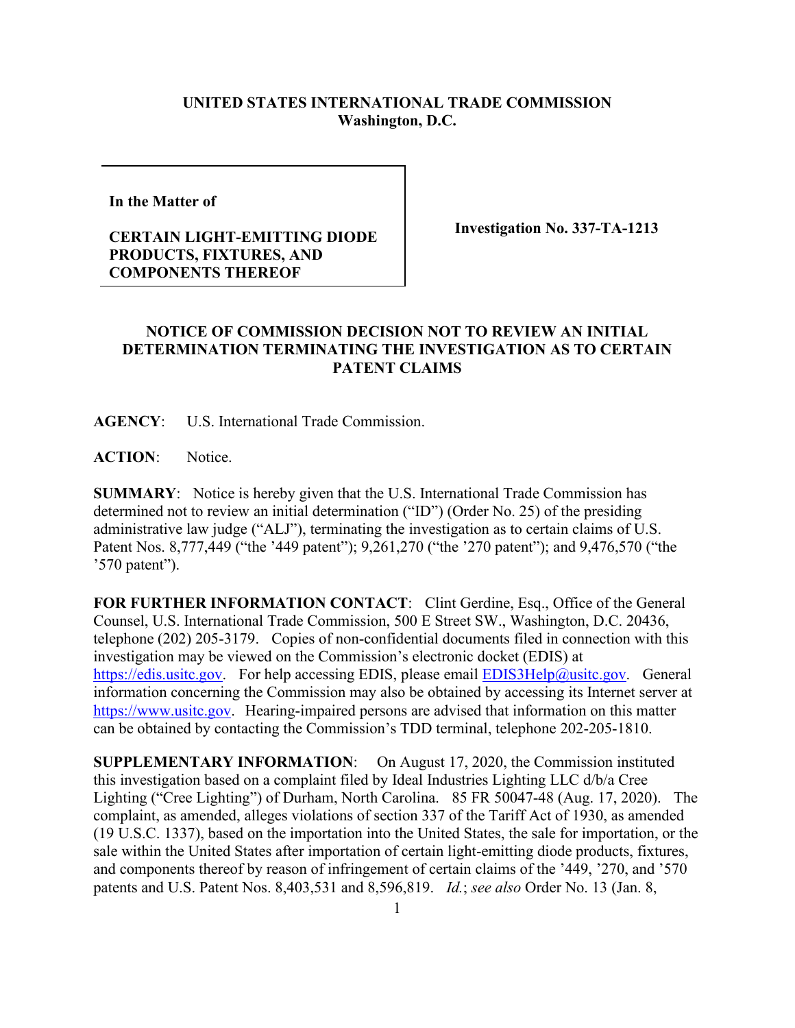**UNITED STATES INTERNATIONAL TRADE COMMISSION**
**Washington, D.C.**

| | |
|---|---|
| **In the Matter of**<br><br>**CERTAIN LIGHT-EMITTING DIODE PRODUCTS, FIXTURES, AND COMPONENTS THEREOF** | **Investigation No. 337-TA-1213** |

## NOTICE OF COMMISSION DECISION NOT TO REVIEW AN INITIAL DETERMINATION TERMINATING THE INVESTIGATION AS TO CERTAIN PATENT CLAIMS

**AGENCY**: U.S. International Trade Commission.

**ACTION**: Notice.

**SUMMARY**: Notice is hereby given that the U.S. International Trade Commission has determined not to review an initial determination ("ID") (Order No. 25) of the presiding administrative law judge ("ALJ"), terminating the investigation as to certain claims of U.S. Patent Nos. 8,777,449 ("the '449 patent"); 9,261,270 ("the '270 patent"); and 9,476,570 ("the '570 patent").

**FOR FURTHER INFORMATION CONTACT**: Clint Gerdine, Esq., Office of the General Counsel, U.S. International Trade Commission, 500 E Street SW., Washington, D.C. 20436, telephone (202) 205-3179. Copies of non-confidential documents filed in connection with this investigation may be viewed on the Commission's electronic docket (EDIS) at https://edis.usitc.gov. For help accessing EDIS, please email EDIS3Help@usitc.gov. General information concerning the Commission may also be obtained by accessing its Internet server at https://www.usitc.gov. Hearing-impaired persons are advised that information on this matter can be obtained by contacting the Commission's TDD terminal, telephone 202-205-1810.

**SUPPLEMENTARY INFORMATION**: On August 17, 2020, the Commission instituted this investigation based on a complaint filed by Ideal Industries Lighting LLC d/b/a Cree Lighting ("Cree Lighting") of Durham, North Carolina. 85 FR 50047-48 (Aug. 17, 2020). The complaint, as amended, alleges violations of section 337 of the Tariff Act of 1930, as amended (19 U.S.C. 1337), based on the importation into the United States, the sale for importation, or the sale within the United States after importation of certain light-emitting diode products, fixtures, and components thereof by reason of infringement of certain claims of the '449, '270, and '570 patents and U.S. Patent Nos. 8,403,531 and 8,596,819. *Id.*; *see also* Order No. 13 (Jan. 8,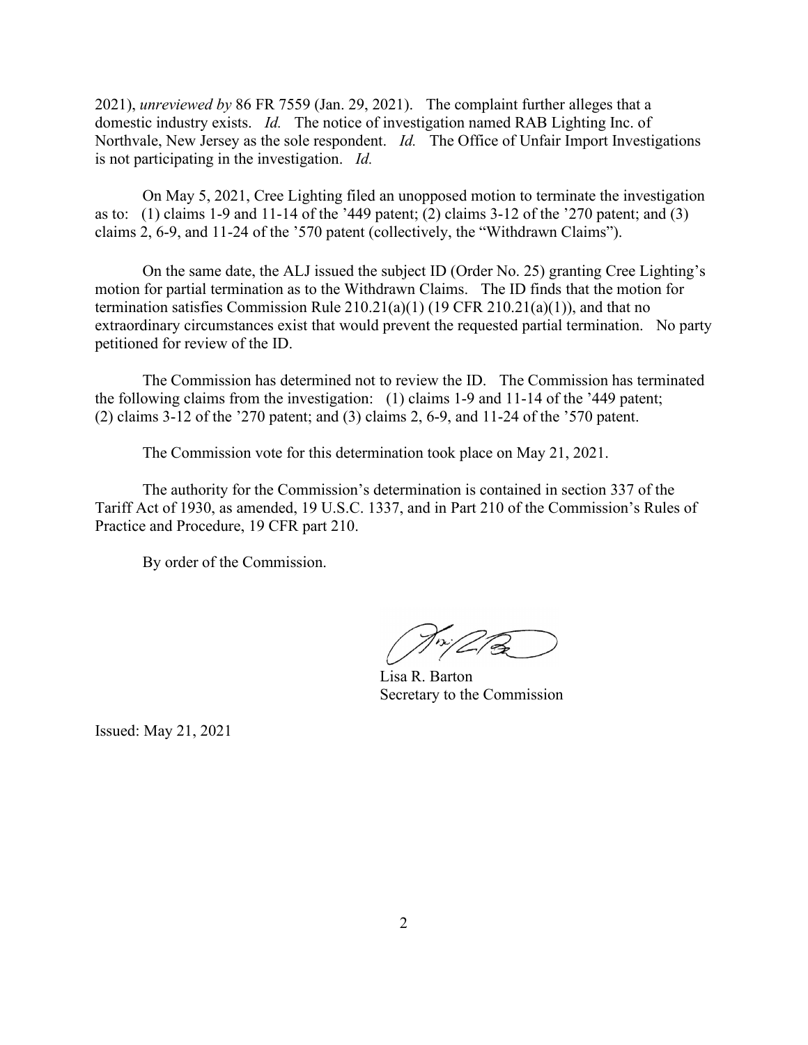2021), *unreviewed by* 86 FR 7559 (Jan. 29, 2021). The complaint further alleges that a domestic industry exists. *Id.* The notice of investigation named RAB Lighting Inc. of Northvale, New Jersey as the sole respondent. *Id.* The Office of Unfair Import Investigations is not participating in the investigation. *Id.*

On May 5, 2021, Cree Lighting filed an unopposed motion to terminate the investigation as to: (1) claims 1-9 and 11-14 of the '449 patent; (2) claims 3-12 of the '270 patent; and (3) claims 2, 6-9, and 11-24 of the '570 patent (collectively, the "Withdrawn Claims").

On the same date, the ALJ issued the subject ID (Order No. 25) granting Cree Lighting's motion for partial termination as to the Withdrawn Claims. The ID finds that the motion for termination satisfies Commission Rule 210.21(a)(1) (19 CFR 210.21(a)(1)), and that no extraordinary circumstances exist that would prevent the requested partial termination. No party petitioned for review of the ID.

The Commission has determined not to review the ID. The Commission has terminated the following claims from the investigation: (1) claims 1-9 and 11-14 of the '449 patent; (2) claims 3-12 of the '270 patent; and (3) claims 2, 6-9, and 11-24 of the '570 patent.

The Commission vote for this determination took place on May 21, 2021.

The authority for the Commission's determination is contained in section 337 of the Tariff Act of 1930, as amended, 19 U.S.C. 1337, and in Part 210 of the Commission's Rules of Practice and Procedure, 19 CFR part 210.

By order of the Commission.

Lisa R. Barton
Secretary to the Commission

Issued: May 21, 2021